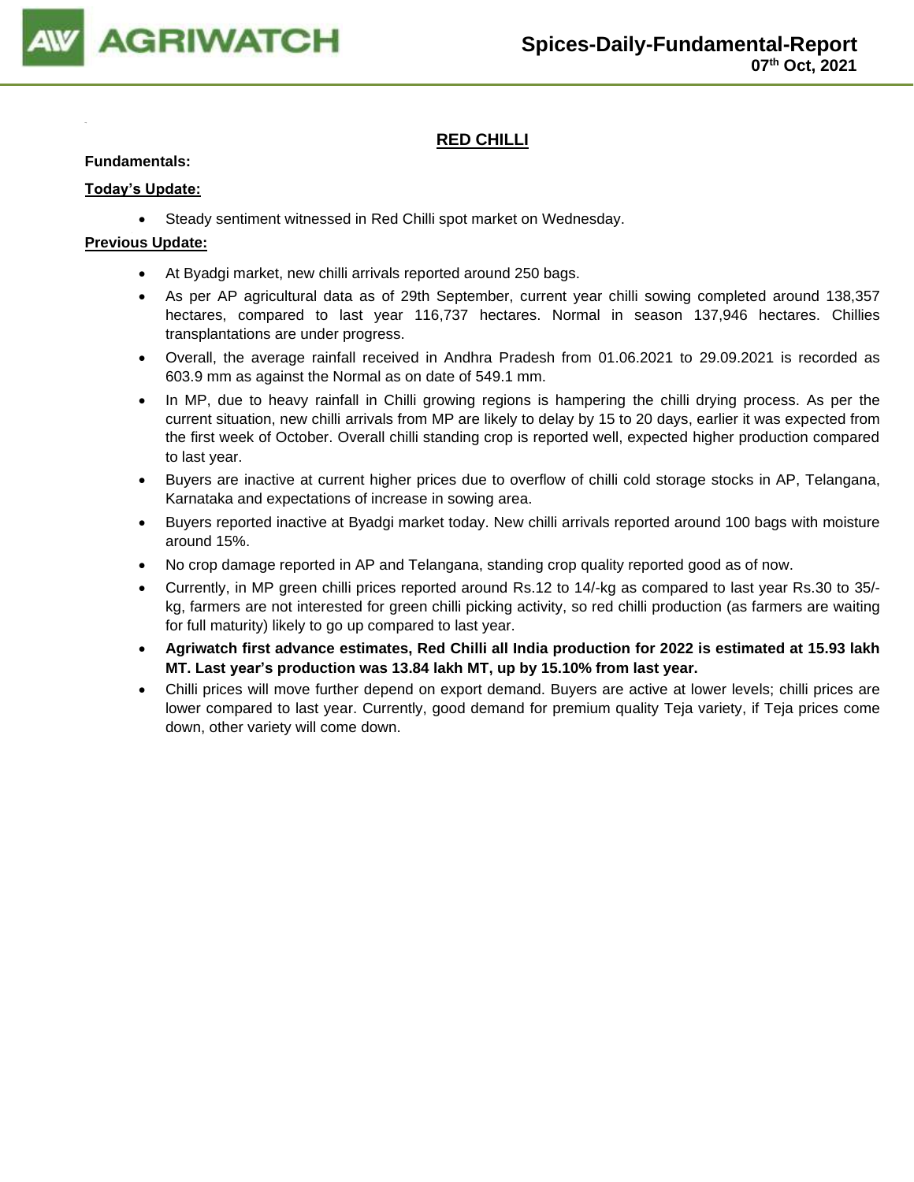# Spices-Daily-Fundamental-Report

**07th Oct, 2021**

## RED CHILLI

**Fundamentals:**

**Today's Update:**

- Steady sentiment witnessed in Red Chilli spot market on Wednesday.

**Previous Update:**

- At Byadgi market, new chilli arrivals reported around 250 bags.
- As per AP agricultural data as of 29th September, current year chilli sowing completed around 138,357 hectares, compared to last year 116,737 hectares. Normal in season 137,946 hectares. Chillies transplantations are under progress.
- Overall, the average rainfall received in Andhra Pradesh from 01.06.2021 to 29.09.2021 is recorded as 603.9 mm as against the Normal as on date of 549.1 mm.
- In MP, due to heavy rainfall in Chilli growing regions is hampering the chilli drying process. As per the current situation, new chilli arrivals from MP are likely to delay by 15 to 20 days, earlier it was expected from the first week of October. Overall chilli standing crop is reported well, expected higher production compared to last year.
- Buyers are inactive at current higher prices due to overflow of chilli cold storage stocks in AP, Telangana, Karnataka and expectations of increase in sowing area.
- Buyers reported inactive at Byadgi market today. New chilli arrivals reported around 100 bags with moisture around 15%.
- No crop damage reported in AP and Telangana, standing crop quality reported good as of now.
- Currently, in MP green chilli prices reported around Rs.12 to 14/-kg as compared to last year Rs.30 to 35/-kg, farmers are not interested for green chilli picking activity, so red chilli production (as farmers are waiting for full maturity) likely to go up compared to last year.
- **Agriwatch first advance estimates, Red Chilli all India production for 2022 is estimated at 15.93 lakh MT. Last year's production was 13.84 lakh MT, up by 15.10% from last year.**
- Chilli prices will move further depend on export demand. Buyers are active at lower levels; chilli prices are lower compared to last year. Currently, good demand for premium quality Teja variety, if Teja prices come down, other variety will come down.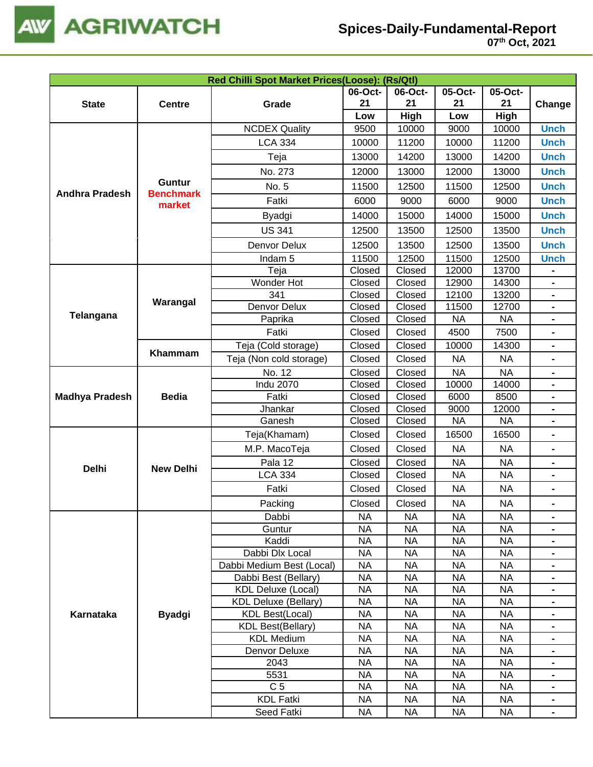| State | Centre | Grade | 06-Oct-21 Low | 06-Oct-21 High | 05-Oct-21 Low | 05-Oct-21 High | Change |
|---|---|---|---|---|---|---|---|
| **Red Chilli Spot Market Prices(Loose): (Rs/Qtl)** | | | | | | | |
| Andhra Pradesh | Guntur Benchmark market | NCDEX Quality | 9500 | 10000 | 9000 | 10000 | Unch |
| | | LCA 334 | 10000 | 11200 | 10000 | 11200 | Unch |
| | | Teja | 13000 | 14200 | 13000 | 14200 | Unch |
| | | No. 273 | 12000 | 13000 | 12000 | 13000 | Unch |
| | | No. 5 | 11500 | 12500 | 11500 | 12500 | Unch |
| | | Fatki | 6000 | 9000 | 6000 | 9000 | Unch |
| | | Byadgi | 14000 | 15000 | 14000 | 15000 | Unch |
| | | US 341 | 12500 | 13500 | 12500 | 13500 | Unch |
| | | Denvor Delux | 12500 | 13500 | 12500 | 13500 | Unch |
| | | Indam 5 | 11500 | 12500 | 11500 | 12500 | Unch |
| Telangana | Warangal | Teja | Closed | Closed | 12000 | 13700 | - |
| | | Wonder Hot | Closed | Closed | 12900 | 14300 | - |
| | | 341 | Closed | Closed | 12100 | 13200 | - |
| | | Denvor Delux | Closed | Closed | 11500 | 12700 | - |
| | | Paprika | Closed | Closed | NA | NA | - |
| | | Fatki | Closed | Closed | 4500 | 7500 | - |
| | Khammam | Teja (Cold storage) | Closed | Closed | 10000 | 14300 | - |
| | | Teja (Non cold storage) | Closed | Closed | NA | NA | - |
| Madhya Pradesh | Bedia | No. 12 | Closed | Closed | NA | NA | - |
| | | Indu 2070 | Closed | Closed | 10000 | 14000 | - |
| | | Fatki | Closed | Closed | 6000 | 8500 | - |
| | | Jhankar | Closed | Closed | 9000 | 12000 | - |
| | | Ganesh | Closed | Closed | NA | NA | - |
| Delhi | New Delhi | Teja(Khamam) | Closed | Closed | 16500 | 16500 | - |
| | | M.P. MacoTeja | Closed | Closed | NA | NA | - |
| | | Pala 12 | Closed | Closed | NA | NA | - |
| | | LCA 334 | Closed | Closed | NA | NA | - |
| | | Fatki | Closed | Closed | NA | NA | - |
| | | Packing | Closed | Closed | NA | NA | - |
| Karnataka | Byadgi | Dabbi | NA | NA | NA | NA | - |
| | | Guntur | NA | NA | NA | NA | - |
| | | Kaddi | NA | NA | NA | NA | - |
| | | Dabbi Dlx Local | NA | NA | NA | NA | - |
| | | Dabbi Medium Best (Local) | NA | NA | NA | NA | - |
| | | Dabbi Best (Bellary) | NA | NA | NA | NA | - |
| | | KDL Deluxe (Local) | NA | NA | NA | NA | - |
| | | KDL Deluxe (Bellary) | NA | NA | NA | NA | - |
| | | KDL Best(Local) | NA | NA | NA | NA | - |
| | | KDL Best(Bellary) | NA | NA | NA | NA | - |
| | | KDL Medium | NA | NA | NA | NA | - |
| | | Denvor Deluxe | NA | NA | NA | NA | - |
| | | 2043 | NA | NA | NA | NA | - |
| | | 5531 | NA | NA | NA | NA | - |
| | | C 5 | NA | NA | NA | NA | - |
| | | KDL Fatki | NA | NA | NA | NA | - |
| | | Seed Fatki | NA | NA | NA | NA | - |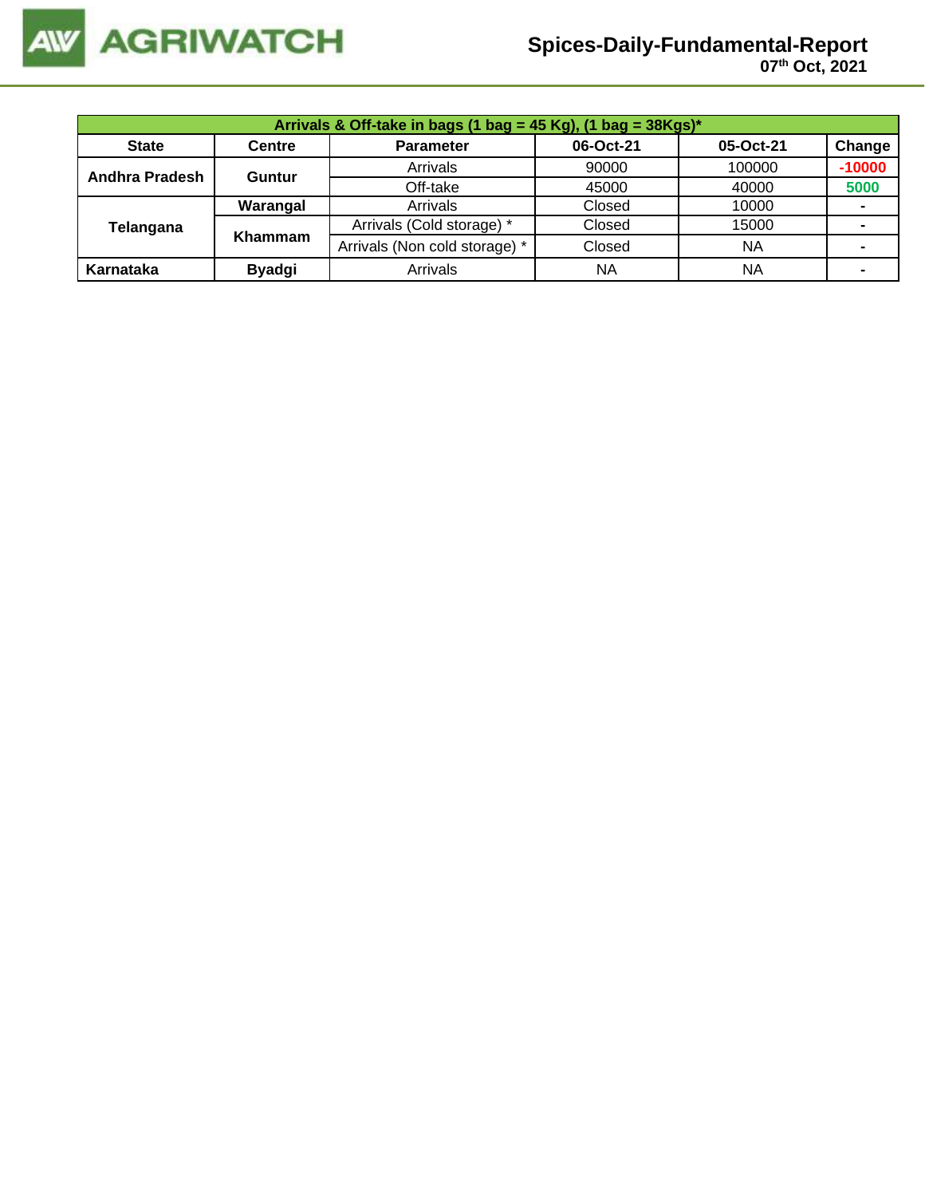| Arrivals & Off-take in bags (1 bag = 45 Kg), (1 bag = 38Kgs)* | | | | | |
|---|---|---|---|---|---|
| **State** | **Centre** | **Parameter** | **06-Oct-21** | **05-Oct-21** | **Change** |
| **Andhra Pradesh** | **Guntur** | Arrivals | 90000 | 100000 | -10000 |
| | | Off-take | 45000 | 40000 | 5000 |
| **Telangana** | **Warangal** | Arrivals | Closed | 10000 | - |
| | **Khammam** | Arrivals (Cold storage) * | Closed | 15000 | - |
| | | Arrivals (Non cold storage) * | Closed | NA | - |
| **Karnataka** | **Byadgi** | Arrivals | NA | NA | - |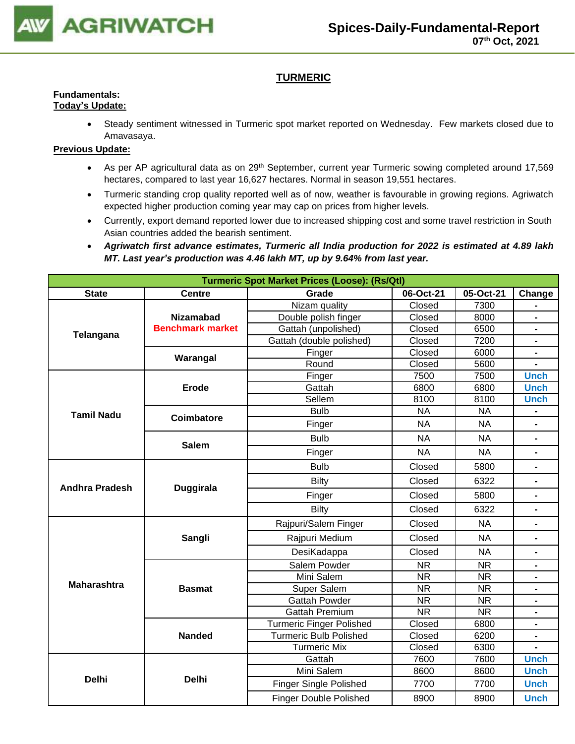# TURMERIC

**Fundamentals:**

**Today's Update:**

- Steady sentiment witnessed in Turmeric spot market reported on Wednesday. Few markets closed due to Amavasaya.

**Previous Update:**

- As per AP agricultural data as on 29th September, current year Turmeric sowing completed around 17,569 hectares, compared to last year 16,627 hectares. Normal in season 19,551 hectares.
- Turmeric standing crop quality reported well as of now, weather is favourable in growing regions. Agriwatch expected higher production coming year may cap on prices from higher levels.
- Currently, export demand reported lower due to increased shipping cost and some travel restriction in South Asian countries added the bearish sentiment.
- ***Agriwatch first advance estimates, Turmeric all India production for 2022 is estimated at 4.89 lakh MT. Last year's production was 4.46 lakh MT, up by 9.64% from last year.***

| Turmeric Spot Market Prices (Loose): (Rs/Qtl) | | | | | |
|---|---|---|---|---|---|
| **State** | **Centre** | **Grade** | **06-Oct-21** | **05-Oct-21** | **Change** |
| **Telangana** | **Nizamabad Benchmark market** | Nizam quality | Closed | 7300 | - |
| | | Double polish finger | Closed | 8000 | - |
| | | Gattah (unpolished) | Closed | 6500 | - |
| | | Gattah (double polished) | Closed | 7200 | - |
| | **Warangal** | Finger | Closed | 6000 | - |
| | | Round | Closed | 5600 | - |
| **Tamil Nadu** | **Erode** | Finger | 7500 | 7500 | Unch |
| | | Gattah | 6800 | 6800 | Unch |
| | | Sellem | 8100 | 8100 | Unch |
| | **Coimbatore** | Bulb | NA | NA | - |
| | | Finger | NA | NA | - |
| | **Salem** | Bulb | NA | NA | - |
| | | Finger | NA | NA | - |
| **Andhra Pradesh** | **Duggirala** | Bulb | Closed | 5800 | - |
| | | Bilty | Closed | 6322 | - |
| | | Finger | Closed | 5800 | - |
| | | Bilty | Closed | 6322 | - |
| **Maharashtra** | **Sangli** | Rajpuri/Salem Finger | Closed | NA | - |
| | | Rajpuri Medium | Closed | NA | - |
| | | DesiKadappa | Closed | NA | - |
| | **Basmat** | Salem Powder | NR | NR | - |
| | | Mini Salem | NR | NR | - |
| | | Super Salem | NR | NR | - |
| | | Gattah Powder | NR | NR | - |
| | | Gattah Premium | NR | NR | - |
| | **Nanded** | Turmeric Finger Polished | Closed | 6800 | - |
| | | Turmeric Bulb Polished | Closed | 6200 | - |
| | | Turmeric Mix | Closed | 6300 | - |
| **Delhi** | **Delhi** | Gattah | 7600 | 7600 | Unch |
| | | Mini Salem | 8600 | 8600 | Unch |
| | | Finger Single Polished | 7700 | 7700 | Unch |
| | | Finger Double Polished | 8900 | 8900 | Unch |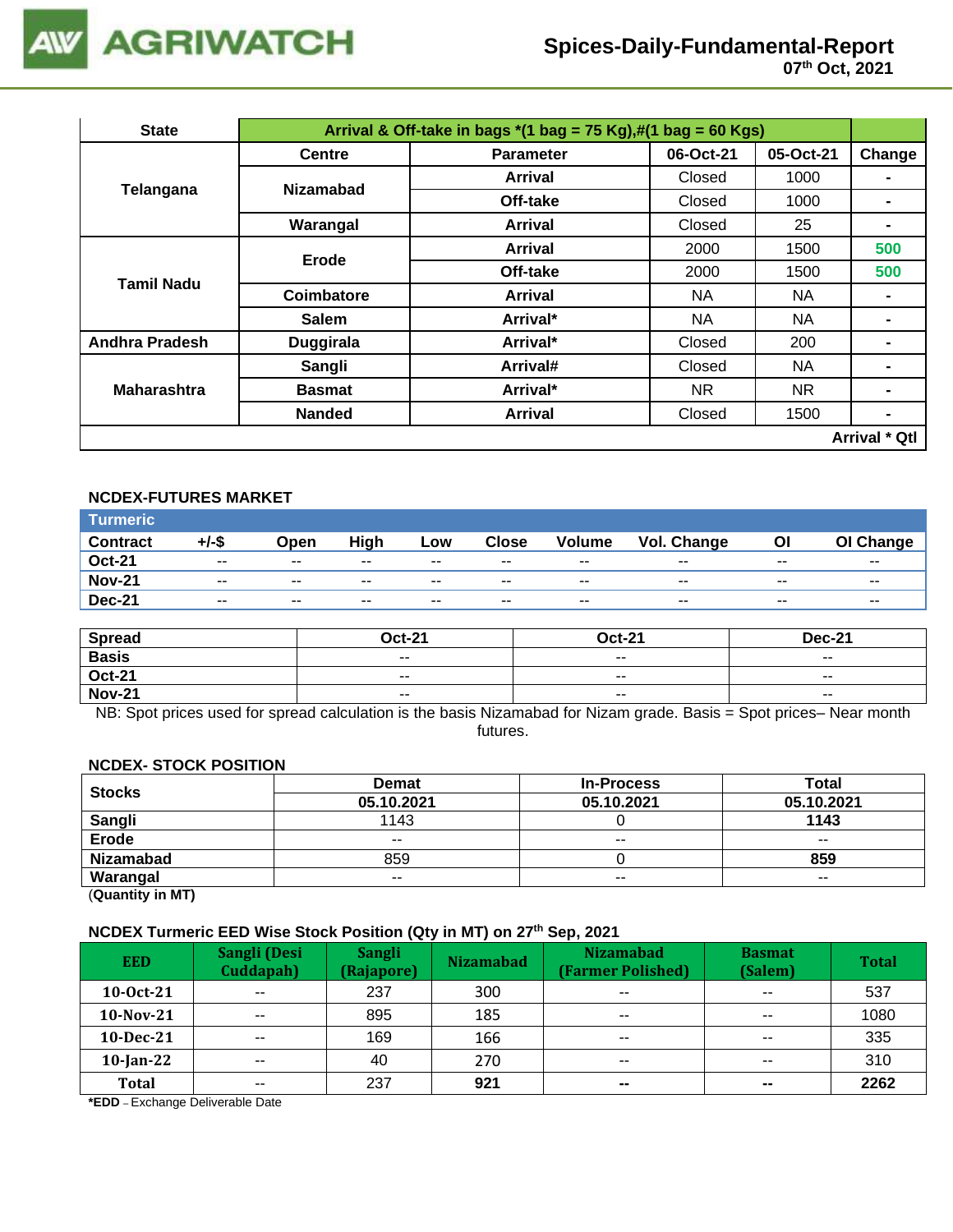# Spices-Daily-Fundamental-Report

07th Oct, 2021

| State | Arrival & Off-take in bags *(1 bag = 75 Kg),#(1 bag = 60 Kgs) | | | | |
|---|---|---|---|---|---|
| | Centre | Parameter | 06-Oct-21 | 05-Oct-21 | Change |
| Telangana | Nizamabad | Arrival | Closed | 1000 | - |
| | | Off-take | Closed | 1000 | - |
| | Warangal | Arrival | Closed | 25 | - |
| Tamil Nadu | Erode | Arrival | 2000 | 1500 | 500 |
| | | Off-take | 2000 | 1500 | 500 |
| | Coimbatore | Arrival | NA | NA | - |
| | Salem | Arrival* | NA | NA | - |
| Andhra Pradesh | Duggirala | Arrival* | Closed | 200 | - |
| Maharashtra | Sangli | Arrival# | Closed | NA | - |
| | Basmat | Arrival* | NR | NR | - |
| | Nanded | Arrival | Closed | 1500 | - |
| | | | | | Arrival * Qtl |

## NCDEX-FUTURES MARKET

Turmeric

| Contract | +/-$ | Open | High | Low | Close | Volume | Vol. Change | OI | OI Change |
|---|---|---|---|---|---|---|---|---|---|
| Oct-21 | -- | -- | -- | -- | -- | -- | -- | -- | -- |
| Nov-21 | -- | -- | -- | -- | -- | -- | -- | -- | -- |
| Dec-21 | -- | -- | -- | -- | -- | -- | -- | -- | -- |

| Spread | Oct-21 | Oct-21 | Dec-21 |
|---|---|---|---|
| Basis | -- | -- | -- |
| Oct-21 | -- | -- | -- |
| Nov-21 | -- | -- | -- |

NB: Spot prices used for spread calculation is the basis Nizamabad for Nizam grade. Basis = Spot prices– Near month futures.

## NCDEX- STOCK POSITION

| Stocks | Demat | In-Process | Total |
|---|---|---|---|
| | 05.10.2021 | 05.10.2021 | 05.10.2021 |
| Sangli | 1143 | 0 | **1143** |
| Erode | -- | -- | -- |
| Nizamabad | 859 | 0 | **859** |
| Warangal | -- | -- | -- |

(**Quantity in MT)**

## NCDEX Turmeric EED Wise Stock Position (Qty in MT) on 27th Sep, 2021

| EED | Sangli (Desi Cuddapah) | Sangli (Rajapore) | Nizamabad | Nizamabad (Farmer Polished) | Basmat (Salem) | Total |
|---|---|---|---|---|---|---|
| 10-Oct-21 | -- | 237 | 300 | -- | -- | 537 |
| 10-Nov-21 | -- | 895 | 185 | -- | -- | 1080 |
| 10-Dec-21 | -- | 169 | 166 | -- | -- | 335 |
| 10-Jan-22 | -- | 40 | 270 | -- | -- | 310 |
| Total | -- | 237 | **921** | **--** | **--** | **2262** |

**\*EDD** – Exchange Deliverable Date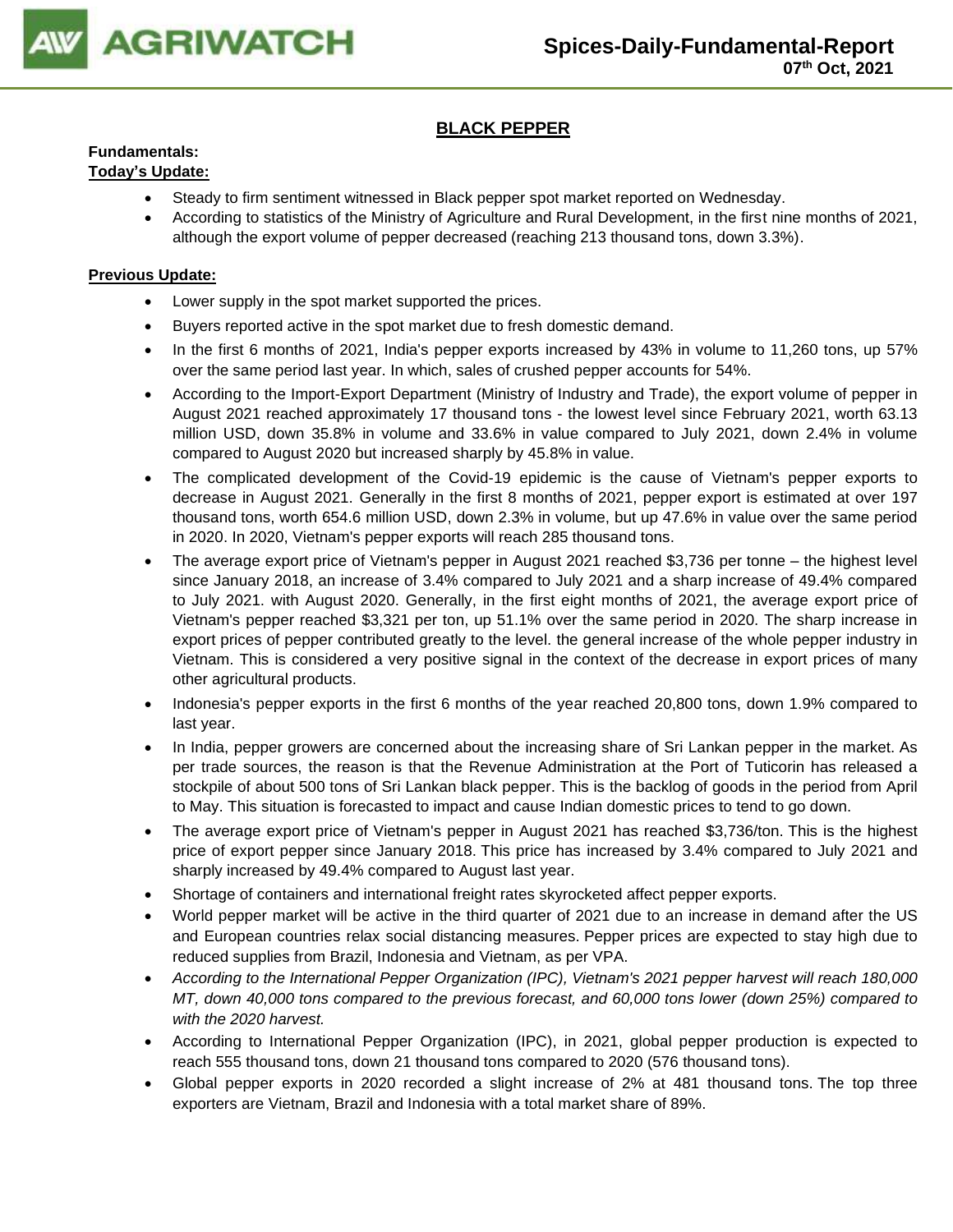## BLACK PEPPER

**Fundamentals:**

**Today's Update:**

- Steady to firm sentiment witnessed in Black pepper spot market reported on Wednesday.
- According to statistics of the Ministry of Agriculture and Rural Development, in the first nine months of 2021, although the export volume of pepper decreased (reaching 213 thousand tons, down 3.3%).

**Previous Update:**

- Lower supply in the spot market supported the prices.
- Buyers reported active in the spot market due to fresh domestic demand.
- In the first 6 months of 2021, India's pepper exports increased by 43% in volume to 11,260 tons, up 57% over the same period last year. In which, sales of crushed pepper accounts for 54%.
- According to the Import-Export Department (Ministry of Industry and Trade), the export volume of pepper in August 2021 reached approximately 17 thousand tons - the lowest level since February 2021, worth 63.13 million USD, down 35.8% in volume and 33.6% in value compared to July 2021, down 2.4% in volume compared to August 2020 but increased sharply by 45.8% in value.
- The complicated development of the Covid-19 epidemic is the cause of Vietnam's pepper exports to decrease in August 2021. Generally in the first 8 months of 2021, pepper export is estimated at over 197 thousand tons, worth 654.6 million USD, down 2.3% in volume, but up 47.6% in value over the same period in 2020. In 2020, Vietnam's pepper exports will reach 285 thousand tons.
- The average export price of Vietnam's pepper in August 2021 reached $3,736 per tonne – the highest level since January 2018, an increase of 3.4% compared to July 2021 and a sharp increase of 49.4% compared to July 2021. with August 2020. Generally, in the first eight months of 2021, the average export price of Vietnam's pepper reached $3,321 per ton, up 51.1% over the same period in 2020. The sharp increase in export prices of pepper contributed greatly to the level. the general increase of the whole pepper industry in Vietnam. This is considered a very positive signal in the context of the decrease in export prices of many other agricultural products.
- Indonesia's pepper exports in the first 6 months of the year reached 20,800 tons, down 1.9% compared to last year.
- In India, pepper growers are concerned about the increasing share of Sri Lankan pepper in the market. As per trade sources, the reason is that the Revenue Administration at the Port of Tuticorin has released a stockpile of about 500 tons of Sri Lankan black pepper. This is the backlog of goods in the period from April to May. This situation is forecasted to impact and cause Indian domestic prices to tend to go down.
- The average export price of Vietnam's pepper in August 2021 has reached $3,736/ton. This is the highest price of export pepper since January 2018. This price has increased by 3.4% compared to July 2021 and sharply increased by 49.4% compared to August last year.
- Shortage of containers and international freight rates skyrocketed affect pepper exports.
- World pepper market will be active in the third quarter of 2021 due to an increase in demand after the US and European countries relax social distancing measures. Pepper prices are expected to stay high due to reduced supplies from Brazil, Indonesia and Vietnam, as per VPA.
- *According to the International Pepper Organization (IPC), Vietnam's 2021 pepper harvest will reach 180,000 MT, down 40,000 tons compared to the previous forecast, and 60,000 tons lower (down 25%) compared to with the 2020 harvest.*
- According to International Pepper Organization (IPC), in 2021, global pepper production is expected to reach 555 thousand tons, down 21 thousand tons compared to 2020 (576 thousand tons).
- Global pepper exports in 2020 recorded a slight increase of 2% at 481 thousand tons. The top three exporters are Vietnam, Brazil and Indonesia with a total market share of 89%.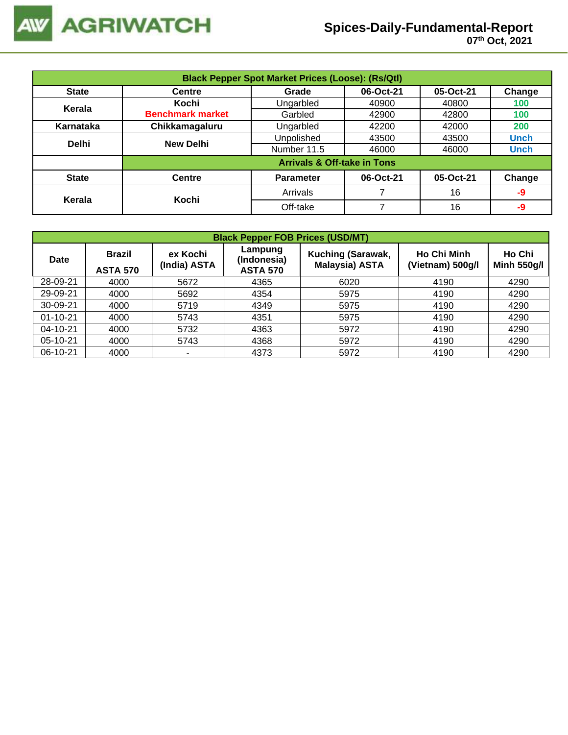## Black Pepper Spot Market Prices (Loose): (Rs/Qtl)

| State | Centre | Grade | 06-Oct-21 | 05-Oct-21 | Change |
|---|---|---|---|---|---|
| Kerala | Kochi Benchmark market | Ungarbled | 40900 | 40800 | 100 |
| | | Garbled | 42900 | 42800 | 100 |
| Karnataka | Chikkamagaluru | Ungarbled | 42200 | 42000 | 200 |
| Delhi | New Delhi | Unpolished | 43500 | 43500 | Unch |
| | | Number 11.5 | 46000 | 46000 | Unch |

## Arrivals & Off-take in Tons

| State | Centre | Parameter | 06-Oct-21 | 05-Oct-21 | Change |
|---|---|---|---|---|---|
| Kerala | Kochi | Arrivals | 7 | 16 | -9 |
| | | Off-take | 7 | 16 | -9 |

## Black Pepper FOB Prices (USD/MT)

| Date | Brazil ASTA 570 | ex Kochi (India) ASTA | Lampung (Indonesia) ASTA 570 | Kuching (Sarawak, Malaysia) ASTA | Ho Chi Minh (Vietnam) 500g/l | Ho Chi Minh 550g/l |
|---|---|---|---|---|---|---|
| 28-09-21 | 4000 | 5672 | 4365 | 6020 | 4190 | 4290 |
| 29-09-21 | 4000 | 5692 | 4354 | 5975 | 4190 | 4290 |
| 30-09-21 | 4000 | 5719 | 4349 | 5975 | 4190 | 4290 |
| 01-10-21 | 4000 | 5743 | 4351 | 5975 | 4190 | 4290 |
| 04-10-21 | 4000 | 5732 | 4363 | 5972 | 4190 | 4290 |
| 05-10-21 | 4000 | 5743 | 4368 | 5972 | 4190 | 4290 |
| 06-10-21 | 4000 | - | 4373 | 5972 | 4190 | 4290 |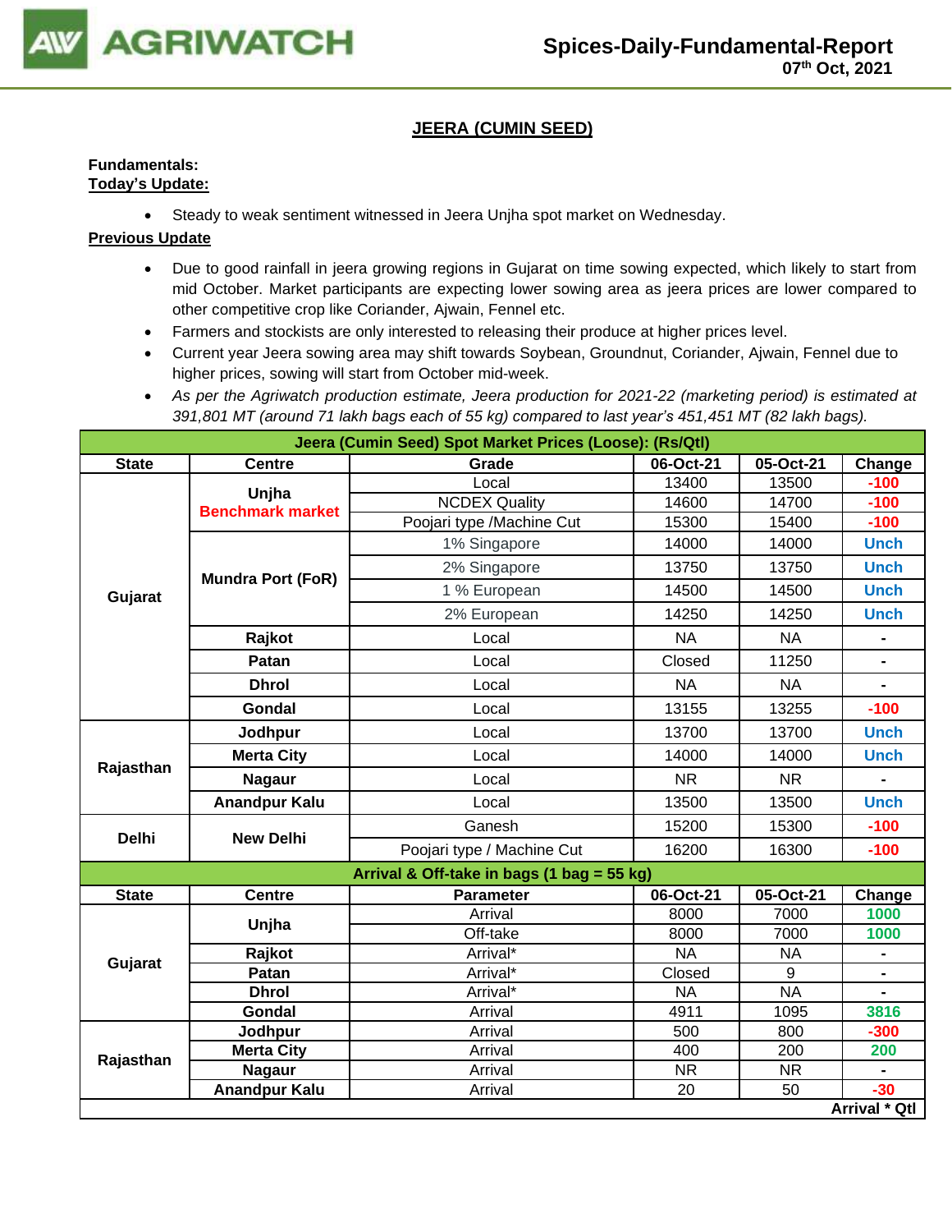# JEERA (CUMIN SEED)

**Fundamentals:**
**Today's Update:**

- Steady to weak sentiment witnessed in Jeera Unjha spot market on Wednesday.

**Previous Update**

- Due to good rainfall in jeera growing regions in Gujarat on time sowing expected, which likely to start from mid October. Market participants are expecting lower sowing area as jeera prices are lower compared to other competitive crop like Coriander, Ajwain, Fennel etc.
- Farmers and stockists are only interested to releasing their produce at higher prices level.
- Current year Jeera sowing area may shift towards Soybean, Groundnut, Coriander, Ajwain, Fennel due to higher prices, sowing will start from October mid-week.
- *As per the Agriwatch production estimate, Jeera production for 2021-22 (marketing period) is estimated at 391,801 MT (around 71 lakh bags each of 55 kg) compared to last year's 451,451 MT (82 lakh bags).*

| Jeera (Cumin Seed) Spot Market Prices (Loose): (Rs/Qtl) | | | | | |
|---|---|---|---|---|---|
| **State** | **Centre** | **Grade** | **06-Oct-21** | **05-Oct-21** | **Change** |
| Gujarat | Unjha Benchmark market | Local | 13400 | 13500 | -100 |
| | | NCDEX Quality | 14600 | 14700 | -100 |
| | | Poojari type /Machine Cut | 15300 | 15400 | -100 |
| | Mundra Port (FoR) | 1% Singapore | 14000 | 14000 | Unch |
| | | 2% Singapore | 13750 | 13750 | Unch |
| | | 1 % European | 14500 | 14500 | Unch |
| | | 2% European | 14250 | 14250 | Unch |
| | Rajkot | Local | NA | NA | - |
| | Patan | Local | Closed | 11250 | - |
| | Dhrol | Local | NA | NA | - |
| | Gondal | Local | 13155 | 13255 | -100 |
| Rajasthan | Jodhpur | Local | 13700 | 13700 | Unch |
| | Merta City | Local | 14000 | 14000 | Unch |
| | Nagaur | Local | NR | NR | - |
| | Anandpur Kalu | Local | 13500 | 13500 | Unch |
| Delhi | New Delhi | Ganesh | 15200 | 15300 | -100 |
| | | Poojari type / Machine Cut | 16200 | 16300 | -100 |

| Arrival & Off-take in bags (1 bag = 55 kg) | | | | | |
|---|---|---|---|---|---|
| **State** | **Centre** | **Parameter** | **06-Oct-21** | **05-Oct-21** | **Change** |
| Gujarat | Unjha | Arrival | 8000 | 7000 | 1000 |
| | | Off-take | 8000 | 7000 | 1000 |
| | Rajkot | Arrival* | NA | NA | - |
| | Patan | Arrival* | Closed | 9 | - |
| | Dhrol | Arrival* | NA | NA | - |
| | Gondal | Arrival | 4911 | 1095 | 3816 |
| Rajasthan | Jodhpur | Arrival | 500 | 800 | -300 |
| | Merta City | Arrival | 400 | 200 | 200 |
| | Nagaur | Arrival | NR | NR | - |
| | Anandpur Kalu | Arrival | 20 | 50 | -30 |
| | | | | | Arrival * Qtl |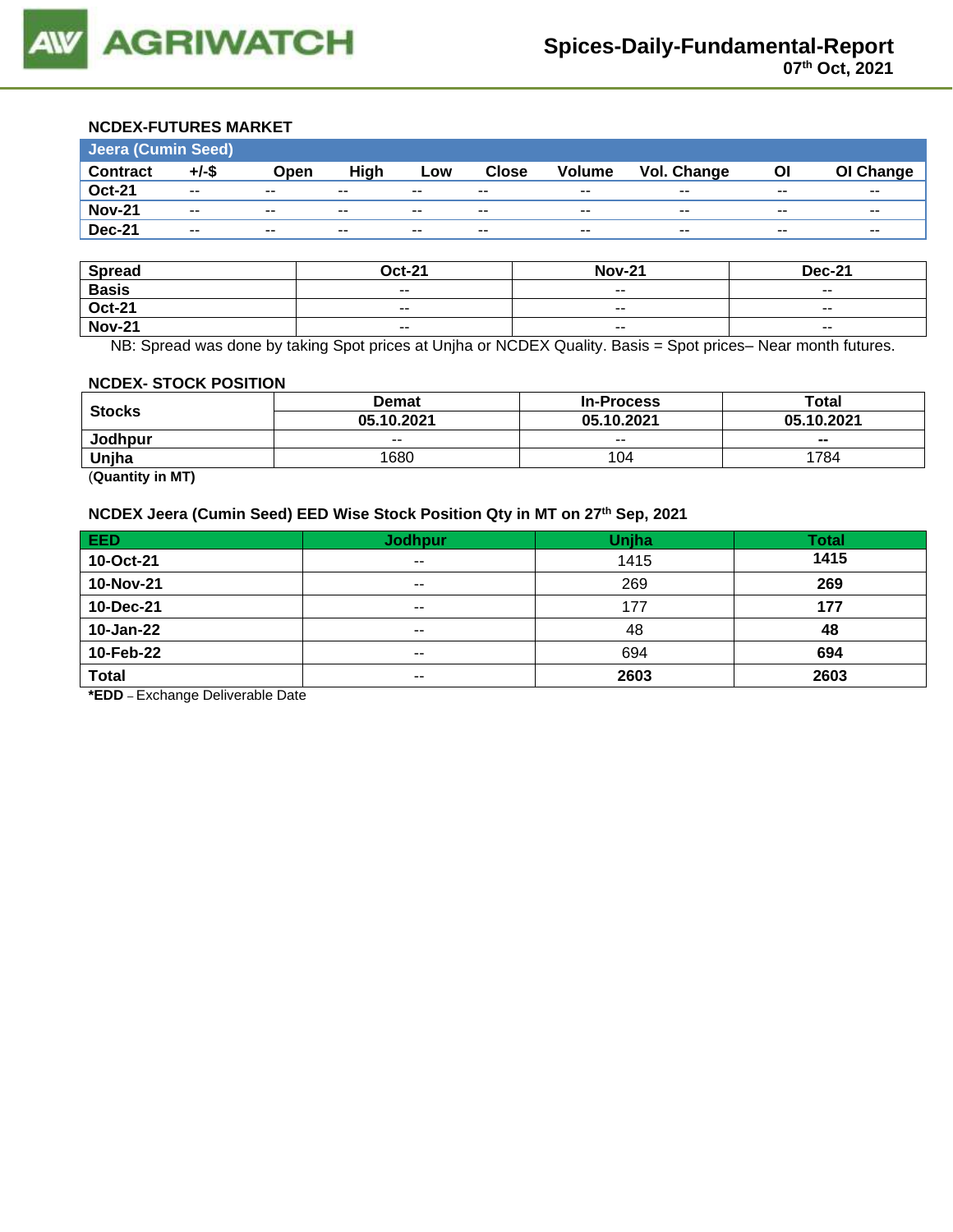### NCDEX-FUTURES MARKET

| Jeera (Cumin Seed) | | | | | | | | | |
|---|---|---|---|---|---|---|---|---|---|
| **Contract** | **+/-$** | **Open** | **High** | **Low** | **Close** | **Volume** | **Vol. Change** | **OI** | **OI Change** |
| **Oct-21** | -- | -- | -- | -- | -- | -- | -- | -- | -- |
| **Nov-21** | -- | -- | -- | -- | -- | -- | -- | -- | -- |
| **Dec-21** | -- | -- | -- | -- | -- | -- | -- | -- | -- |

| Spread | Oct-21 | Nov-21 | Dec-21 |
|---|---|---|---|
| **Basis** | -- | -- | -- |
| **Oct-21** | -- | -- | -- |
| **Nov-21** | -- | -- | -- |

NB: Spread was done by taking Spot prices at Unjha or NCDEX Quality. Basis = Spot prices– Near month futures.

### NCDEX- STOCK POSITION

| Stocks | Demat | In-Process | Total |
|---|---|---|---|
| | **05.10.2021** | **05.10.2021** | **05.10.2021** |
| **Jodhpur** | -- | -- | **--** |
| **Unjha** | 1680 | 104 | 1784 |

(**Quantity in MT)**

### NCDEX Jeera (Cumin Seed) EED Wise Stock Position Qty in MT on 27th Sep, 2021

| EED | Jodhpur | Unjha | Total |
|---|---|---|---|
| **10-Oct-21** | -- | 1415 | **1415** |
| **10-Nov-21** | -- | 269 | **269** |
| **10-Dec-21** | -- | 177 | **177** |
| **10-Jan-22** | -- | 48 | **48** |
| **10-Feb-22** | -- | 694 | **694** |
| **Total** | -- | **2603** | **2603** |

***EDD** – Exchange Deliverable Date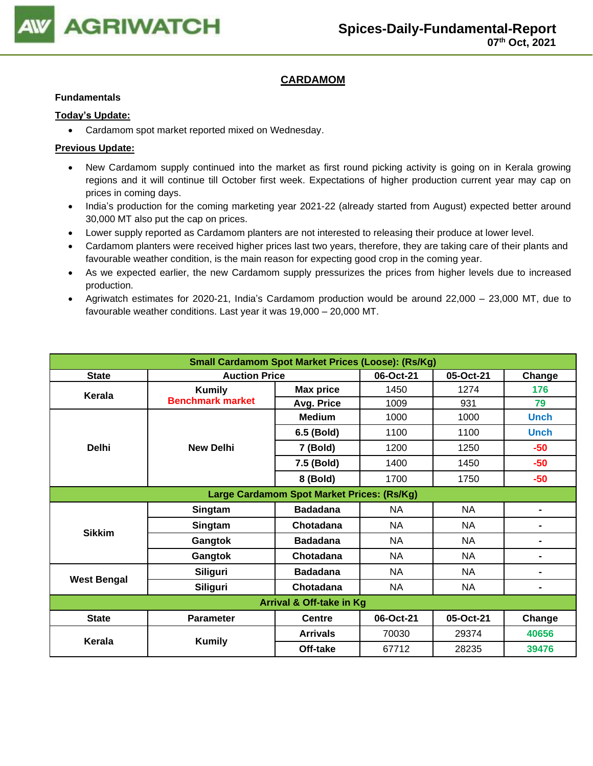# CARDAMOM

**Fundamentals**

**Today's Update:**

- Cardamom spot market reported mixed on Wednesday.

**Previous Update:**

- New Cardamom supply continued into the market as first round picking activity is going on in Kerala growing regions and it will continue till October first week. Expectations of higher production current year may cap on prices in coming days.
- India's production for the coming marketing year 2021-22 (already started from August) expected better around 30,000 MT also put the cap on prices.
- Lower supply reported as Cardamom planters are not interested to releasing their produce at lower level.
- Cardamom planters were received higher prices last two years, therefore, they are taking care of their plants and favourable weather condition, is the main reason for expecting good crop in the coming year.
- As we expected earlier, the new Cardamom supply pressurizes the prices from higher levels due to increased production.
- Agriwatch estimates for 2020-21, India's Cardamom production would be around 22,000 – 23,000 MT, due to favourable weather conditions. Last year it was 19,000 – 20,000 MT.

| Small Cardamom Spot Market Prices (Loose): (Rs/Kg) | | | | | |
|---|---|---|---|---|---|
| State | Auction Price | | 06-Oct-21 | 05-Oct-21 | Change |
| Kerala | Kumily Benchmark market | Max price | 1450 | 1274 | 176 |
| | | Avg. Price | 1009 | 931 | 79 |
| Delhi | New Delhi | Medium | 1000 | 1000 | Unch |
| | | 6.5 (Bold) | 1100 | 1100 | Unch |
| | | 7 (Bold) | 1200 | 1250 | -50 |
| | | 7.5 (Bold) | 1400 | 1450 | -50 |
| | | 8 (Bold) | 1700 | 1750 | -50 |
| **Large Cardamom Spot Market Prices: (Rs/Kg)** | | | | | |
| Sikkim | Singtam | Badadana | NA | NA | - |
| | Singtam | Chotadana | NA | NA | - |
| | Gangtok | Badadana | NA | NA | - |
| | Gangtok | Chotadana | NA | NA | - |
| West Bengal | Siliguri | Badadana | NA | NA | - |
| | Siliguri | Chotadana | NA | NA | - |
| **Arrival & Off-take in Kg** | | | | | |
| State | Parameter | Centre | 06-Oct-21 | 05-Oct-21 | Change |
| Kerala | Kumily | Arrivals | 70030 | 29374 | 40656 |
| | | Off-take | 67712 | 28235 | 39476 |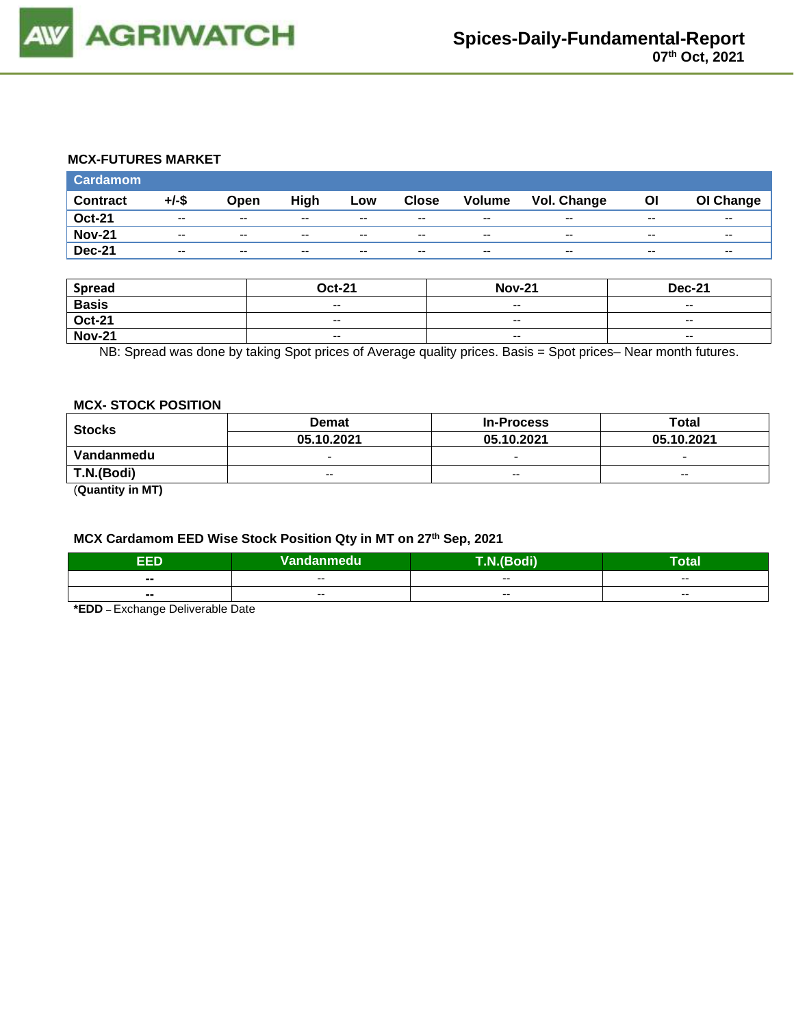### MCX-FUTURES MARKET

| Cardamom | | | | | | | | | |
|---|---|---|---|---|---|---|---|---|---|
| Contract | +/-$ | Open | High | Low | Close | Volume | Vol. Change | OI | OI Change |
| Oct-21 | -- | -- | -- | -- | -- | -- | -- | -- | -- |
| Nov-21 | -- | -- | -- | -- | -- | -- | -- | -- | -- |
| Dec-21 | -- | -- | -- | -- | -- | -- | -- | -- | -- |

| Spread | Oct-21 | Nov-21 | Dec-21 |
|---|---|---|---|
| Basis | -- | -- | -- |
| Oct-21 | -- | -- | -- |
| Nov-21 | -- | -- | -- |

NB: Spread was done by taking Spot prices of Average quality prices. Basis = Spot prices– Near month futures.

### MCX- STOCK POSITION

| Stocks | Demat | In-Process | Total |
|---|---|---|---|
| | 05.10.2021 | 05.10.2021 | 05.10.2021 |
| Vandanmedu | - | - | - |
| T.N.(Bodi) | -- | -- | -- |

(**Quantity in MT)**

### MCX Cardamom EED Wise Stock Position Qty in MT on 27th Sep, 2021

| EED | Vandanmedu | T.N.(Bodi) | Total |
|---|---|---|---|
| -- | -- | -- | -- |
| -- | -- | -- | -- |

***EDD** – Exchange Deliverable Date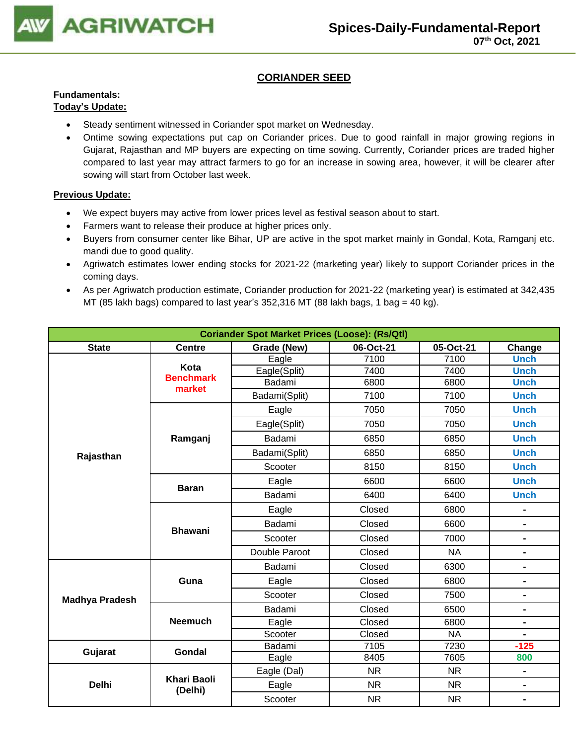## CORIANDER SEED

**Fundamentals:**

**Today's Update:**

- Steady sentiment witnessed in Coriander spot market on Wednesday.
- Ontime sowing expectations put cap on Coriander prices. Due to good rainfall in major growing regions in Gujarat, Rajasthan and MP buyers are expecting on time sowing. Currently, Coriander prices are traded higher compared to last year may attract farmers to go for an increase in sowing area, however, it will be clearer after sowing will start from October last week.

**Previous Update:**

- We expect buyers may active from lower prices level as festival season about to start.
- Farmers want to release their produce at higher prices only.
- Buyers from consumer center like Bihar, UP are active in the spot market mainly in Gondal, Kota, Ramganj etc. mandi due to good quality.
- Agriwatch estimates lower ending stocks for 2021-22 (marketing year) likely to support Coriander prices in the coming days.
- As per Agriwatch production estimate, Coriander production for 2021-22 (marketing year) is estimated at 342,435 MT (85 lakh bags) compared to last year's 352,316 MT (88 lakh bags, 1 bag = 40 kg).

| Coriander Spot Market Prices (Loose): (Rs/Qtl) | | | | | |
|---|---|---|---|---|---|
| **State** | **Centre** | **Grade (New)** | **06-Oct-21** | **05-Oct-21** | **Change** |
| Rajasthan | Kota Benchmark market | Eagle | 7100 | 7100 | Unch |
| | | Eagle(Split) | 7400 | 7400 | Unch |
| | | Badami | 6800 | 6800 | Unch |
| | | Badami(Split) | 7100 | 7100 | Unch |
| | Ramganj | Eagle | 7050 | 7050 | Unch |
| | | Eagle(Split) | 7050 | 7050 | Unch |
| | | Badami | 6850 | 6850 | Unch |
| | | Badami(Split) | 6850 | 6850 | Unch |
| | | Scooter | 8150 | 8150 | Unch |
| | Baran | Eagle | 6600 | 6600 | Unch |
| | | Badami | 6400 | 6400 | Unch |
| | Bhawani | Eagle | Closed | 6800 | - |
| | | Badami | Closed | 6600 | - |
| | | Scooter | Closed | 7000 | - |
| | | Double Paroot | Closed | NA | - |
| Madhya Pradesh | Guna | Badami | Closed | 6300 | - |
| | | Eagle | Closed | 6800 | - |
| | | Scooter | Closed | 7500 | - |
| | Neemuch | Badami | Closed | 6500 | - |
| | | Eagle | Closed | 6800 | - |
| | | Scooter | Closed | NA | - |
| Gujarat | Gondal | Badami | 7105 | 7230 | -125 |
| | | Eagle | 8405 | 7605 | 800 |
| Delhi | Khari Baoli (Delhi) | Eagle (Dal) | NR | NR | - |
| | | Eagle | NR | NR | - |
| | | Scooter | NR | NR | - |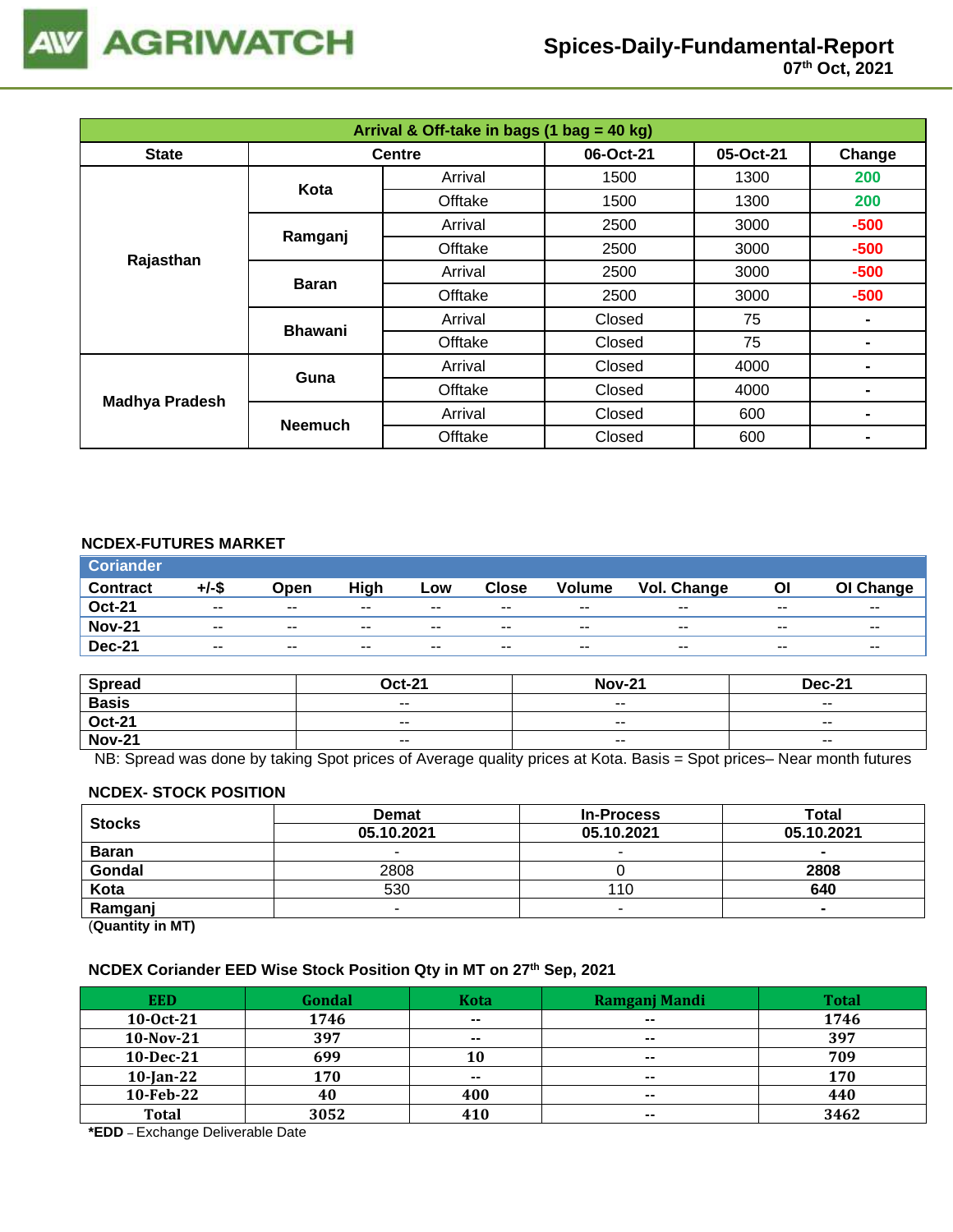# Spices-Daily-Fundamental-Report
07th Oct, 2021

| Arrival & Off-take in bags (1 bag = 40 kg) | | | | | |
|---|---|---|---|---|---|
| **State** | **Centre** | | **06-Oct-21** | **05-Oct-21** | **Change** |
| Rajasthan | Kota | Arrival | 1500 | 1300 | 200 |
| | | Offtake | 1500 | 1300 | 200 |
| | Ramganj | Arrival | 2500 | 3000 | -500 |
| | | Offtake | 2500 | 3000 | -500 |
| | Baran | Arrival | 2500 | 3000 | -500 |
| | | Offtake | 2500 | 3000 | -500 |
| | Bhawani | Arrival | Closed | 75 | - |
| | | Offtake | Closed | 75 | - |
| Madhya Pradesh | Guna | Arrival | Closed | 4000 | - |
| | | Offtake | Closed | 4000 | - |
| | Neemuch | Arrival | Closed | 600 | - |
| | | Offtake | Closed | 600 | - |

## NCDEX-FUTURES MARKET

**Coriander**

| Contract | +/-$ | Open | High | Low | Close | Volume | Vol. Change | OI | OI Change |
|---|---|---|---|---|---|---|---|---|---|
| Oct-21 | -- | -- | -- | -- | -- | -- | -- | -- | -- |
| Nov-21 | -- | -- | -- | -- | -- | -- | -- | -- | -- |
| Dec-21 | -- | -- | -- | -- | -- | -- | -- | -- | -- |

| Spread | Oct-21 | Nov-21 | Dec-21 |
|---|---|---|---|
| Basis | -- | -- | -- |
| Oct-21 | -- | -- | -- |
| Nov-21 | -- | -- | -- |

NB: Spread was done by taking Spot prices of Average quality prices at Kota. Basis = Spot prices– Near month futures

## NCDEX- STOCK POSITION

| Stocks | Demat | In-Process | Total |
|---|---|---|---|
| | 05.10.2021 | 05.10.2021 | 05.10.2021 |
| Baran | - | - | - |
| Gondal | 2808 | 0 | 2808 |
| Kota | 530 | 110 | 640 |
| Ramganj | - | - | - |

(Quantity in MT)

## NCDEX Coriander EED Wise Stock Position Qty in MT on 27th Sep, 2021

| EED | Gondal | Kota | Ramganj Mandi | Total |
|---|---|---|---|---|
| 10-Oct-21 | 1746 | -- | -- | 1746 |
| 10-Nov-21 | 397 | -- | -- | 397 |
| 10-Dec-21 | 699 | 10 | -- | 709 |
| 10-Jan-22 | 170 | -- | -- | 170 |
| 10-Feb-22 | 40 | 400 | -- | 440 |
| Total | 3052 | 410 | -- | 3462 |

***EDD** – Exchange Deliverable Date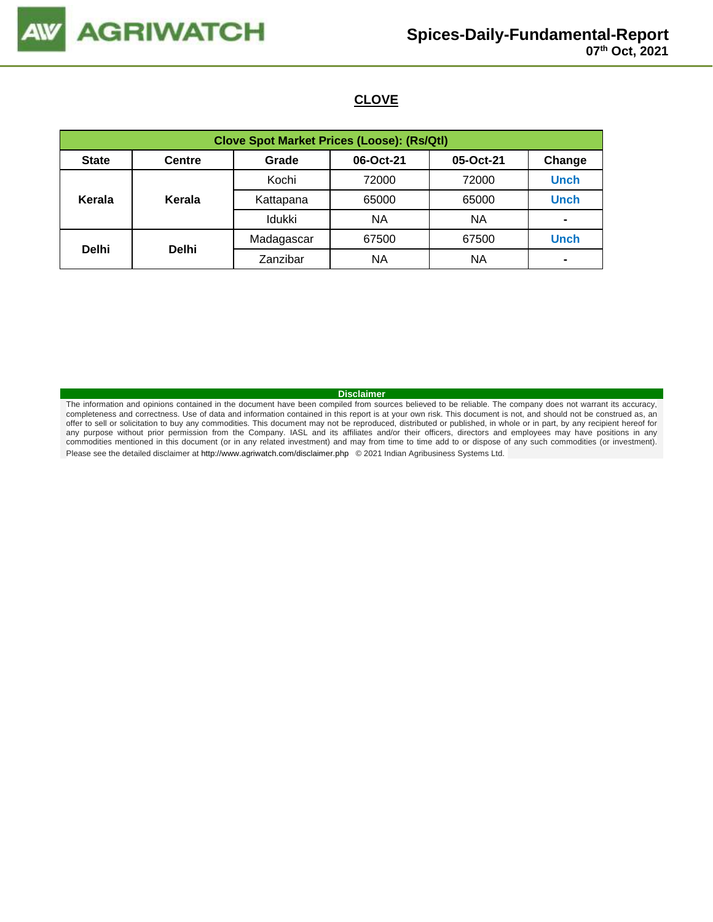## CLOVE

| Clove Spot Market Prices (Loose): (Rs/Qtl) | | | | | |
|---|---|---|---|---|---|
| **State** | **Centre** | **Grade** | **06-Oct-21** | **05-Oct-21** | **Change** |
| **Kerala** | **Kerala** | Kochi | 72000 | 72000 | **Unch** |
| | | Kattapana | 65000 | 65000 | **Unch** |
| | | Idukki | NA | NA | **-** |
| **Delhi** | **Delhi** | Madagascar | 67500 | 67500 | **Unch** |
| | | Zanzibar | NA | NA | **-** |

**Disclaimer**

The information and opinions contained in the document have been compiled from sources believed to be reliable. The company does not warrant its accuracy, completeness and correctness. Use of data and information contained in this report is at your own risk. This document is not, and should not be construed as, an offer to sell or solicitation to buy any commodities. This document may not be reproduced, distributed or published, in whole or in part, by any recipient hereof for any purpose without prior permission from the Company. IASL and its affiliates and/or their officers, directors and employees may have positions in any commodities mentioned in this document (or in any related investment) and may from time to time add to or dispose of any such commodities (or investment). Please see the detailed disclaimer at http://www.agriwatch.com/disclaimer.php © 2021 Indian Agribusiness Systems Ltd.